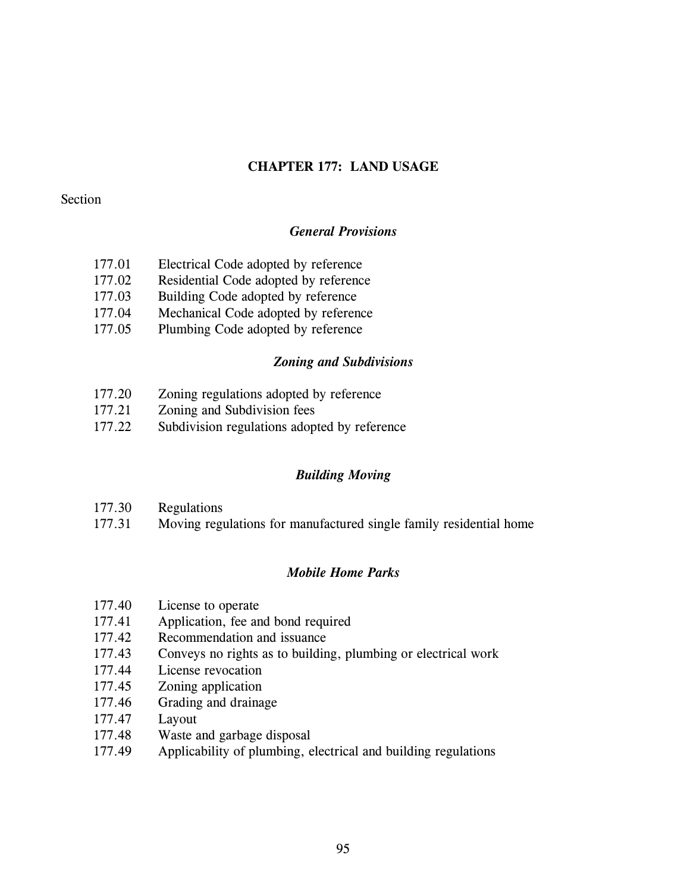# CHAPTER 177: LAND USAGE

Section

### *General Provisions*

177.01 Electrical Code adopted by reference
177.02 Residential Code adopted by reference
177.03 Building Code adopted by reference
177.04 Mechanical Code adopted by reference
177.05 Plumbing Code adopted by reference

### *Zoning and Subdivisions*

177.20 Zoning regulations adopted by reference
177.21 Zoning and Subdivision fees
177.22 Subdivision regulations adopted by reference

### *Building Moving*

177.30 Regulations
177.31 Moving regulations for manufactured single family residential home

### *Mobile Home Parks*

177.40 License to operate
177.41 Application, fee and bond required
177.42 Recommendation and issuance
177.43 Conveys no rights as to building, plumbing or electrical work
177.44 License revocation
177.45 Zoning application
177.46 Grading and drainage
177.47 Layout
177.48 Waste and garbage disposal
177.49 Applicability of plumbing, electrical and building regulations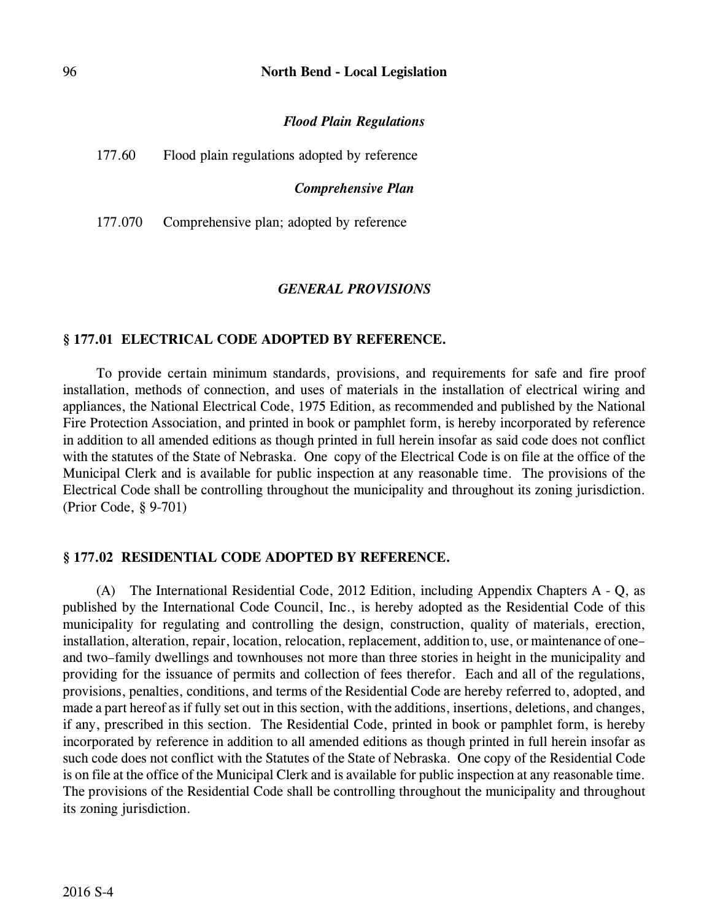*Flood Plain Regulations*

177.60 Flood plain regulations adopted by reference

*Comprehensive Plan*

177.070 Comprehensive plan; adopted by reference

*GENERAL PROVISIONS*

### § 177.01 ELECTRICAL CODE ADOPTED BY REFERENCE.

To provide certain minimum standards, provisions, and requirements for safe and fire proof installation, methods of connection, and uses of materials in the installation of electrical wiring and appliances, the National Electrical Code, 1975 Edition, as recommended and published by the National Fire Protection Association, and printed in book or pamphlet form, is hereby incorporated by reference in addition to all amended editions as though printed in full herein insofar as said code does not conflict with the statutes of the State of Nebraska. One copy of the Electrical Code is on file at the office of the Municipal Clerk and is available for public inspection at any reasonable time. The provisions of the Electrical Code shall be controlling throughout the municipality and throughout its zoning jurisdiction. (Prior Code, § 9-701)

### § 177.02 RESIDENTIAL CODE ADOPTED BY REFERENCE.

(A) The International Residential Code, 2012 Edition, including Appendix Chapters A - Q, as published by the International Code Council, Inc., is hereby adopted as the Residential Code of this municipality for regulating and controlling the design, construction, quality of materials, erection, installation, alteration, repair, location, relocation, replacement, addition to, use, or maintenance of one–and two–family dwellings and townhouses not more than three stories in height in the municipality and providing for the issuance of permits and collection of fees therefor. Each and all of the regulations, provisions, penalties, conditions, and terms of the Residential Code are hereby referred to, adopted, and made a part hereof as if fully set out in this section, with the additions, insertions, deletions, and changes, if any, prescribed in this section. The Residential Code, printed in book or pamphlet form, is hereby incorporated by reference in addition to all amended editions as though printed in full herein insofar as such code does not conflict with the Statutes of the State of Nebraska. One copy of the Residential Code is on file at the office of the Municipal Clerk and is available for public inspection at any reasonable time. The provisions of the Residential Code shall be controlling throughout the municipality and throughout its zoning jurisdiction.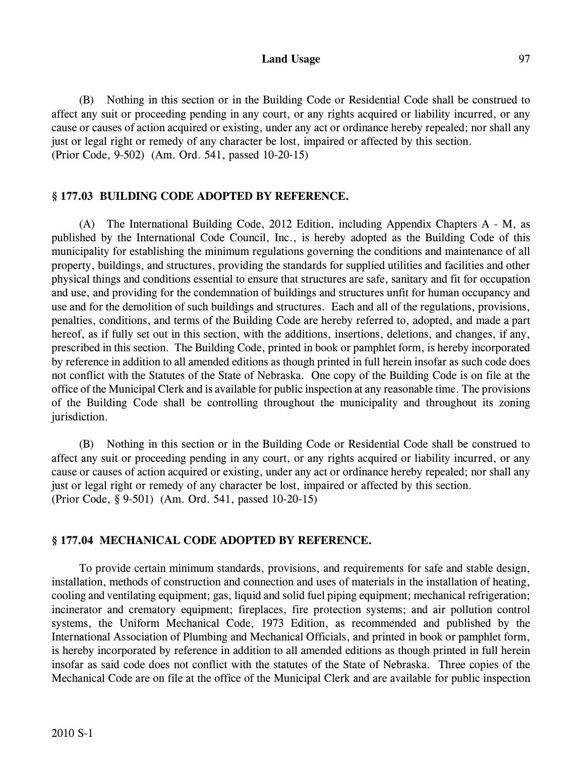(B) Nothing in this section or in the Building Code or Residential Code shall be construed to affect any suit or proceeding pending in any court, or any rights acquired or liability incurred, or any cause or causes of action acquired or existing, under any act or ordinance hereby repealed; nor shall any just or legal right or remedy of any character be lost, impaired or affected by this section.
(Prior Code, 9-502) (Am. Ord. 541, passed 10-20-15)

### § 177.03 BUILDING CODE ADOPTED BY REFERENCE.

(A) The International Building Code, 2012 Edition, including Appendix Chapters A - M, as published by the International Code Council, Inc., is hereby adopted as the Building Code of this municipality for establishing the minimum regulations governing the conditions and maintenance of all property, buildings, and structures, providing the standards for supplied utilities and facilities and other physical things and conditions essential to ensure that structures are safe, sanitary and fit for occupation and use, and providing for the condemnation of buildings and structures unfit for human occupancy and use and for the demolition of such buildings and structures. Each and all of the regulations, provisions, penalties, conditions, and terms of the Building Code are hereby referred to, adopted, and made a part hereof, as if fully set out in this section, with the additions, insertions, deletions, and changes, if any, prescribed in this section. The Building Code, printed in book or pamphlet form, is hereby incorporated by reference in addition to all amended editions as though printed in full herein insofar as such code does not conflict with the Statutes of the State of Nebraska. One copy of the Building Code is on file at the office of the Municipal Clerk and is available for public inspection at any reasonable time. The provisions of the Building Code shall be controlling throughout the municipality and throughout its zoning jurisdiction.

(B) Nothing in this section or in the Building Code or Residential Code shall be construed to affect any suit or proceeding pending in any court, or any rights acquired or liability incurred, or any cause or causes of action acquired or existing, under any act or ordinance hereby repealed; nor shall any just or legal right or remedy of any character be lost, impaired or affected by this section.
(Prior Code, § 9-501) (Am. Ord. 541, passed 10-20-15)

### § 177.04 MECHANICAL CODE ADOPTED BY REFERENCE.

To provide certain minimum standards, provisions, and requirements for safe and stable design, installation, methods of construction and connection and uses of materials in the installation of heating, cooling and ventilating equipment; gas, liquid and solid fuel piping equipment; mechanical refrigeration; incinerator and crematory equipment; fireplaces, fire protection systems; and air pollution control systems, the Uniform Mechanical Code, 1973 Edition, as recommended and published by the International Association of Plumbing and Mechanical Officials, and printed in book or pamphlet form, is hereby incorporated by reference in addition to all amended editions as though printed in full herein insofar as said code does not conflict with the statutes of the State of Nebraska. Three copies of the Mechanical Code are on file at the office of the Municipal Clerk and are available for public inspection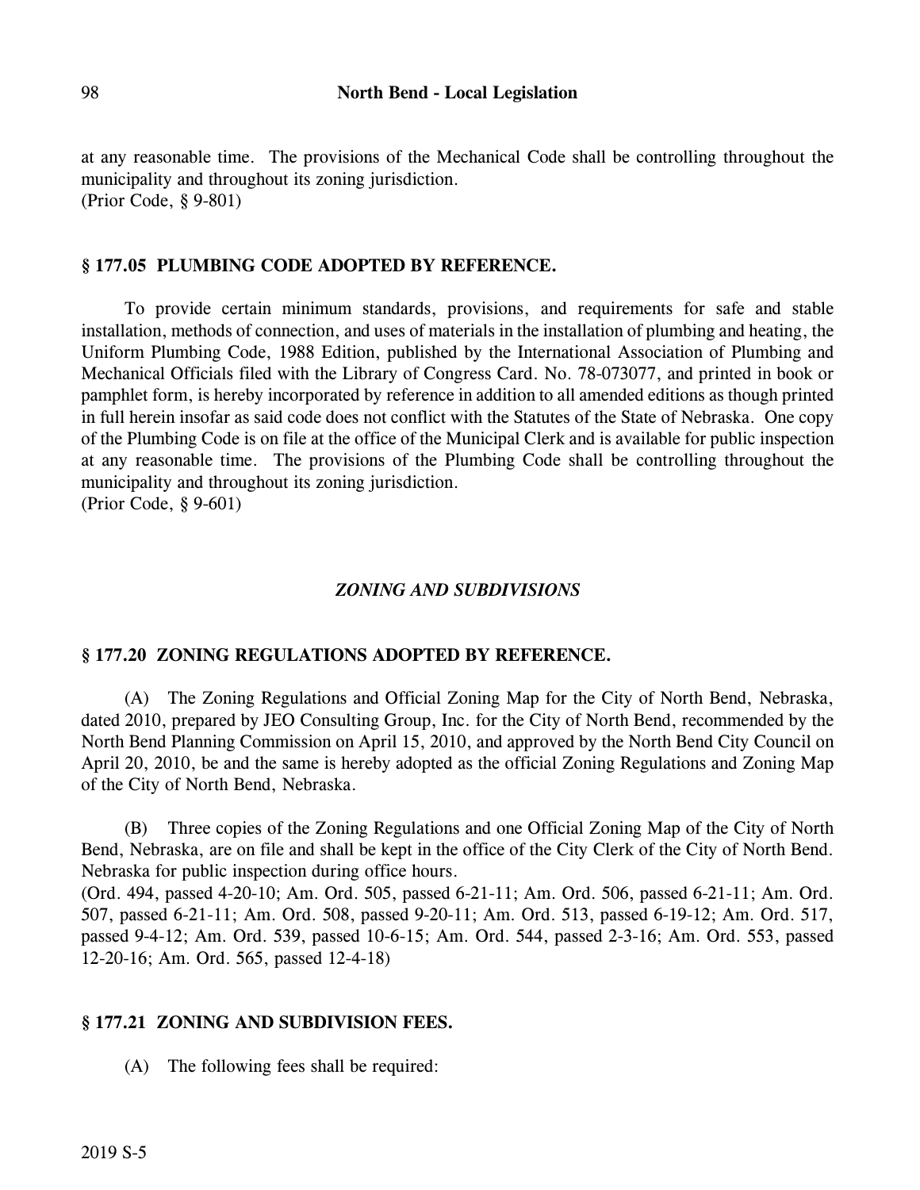at any reasonable time. The provisions of the Mechanical Code shall be controlling throughout the municipality and throughout its zoning jurisdiction.
(Prior Code, § 9-801)

### § 177.05 PLUMBING CODE ADOPTED BY REFERENCE.

To provide certain minimum standards, provisions, and requirements for safe and stable installation, methods of connection, and uses of materials in the installation of plumbing and heating, the Uniform Plumbing Code, 1988 Edition, published by the International Association of Plumbing and Mechanical Officials filed with the Library of Congress Card. No. 78-073077, and printed in book or pamphlet form, is hereby incorporated by reference in addition to all amended editions as though printed in full herein insofar as said code does not conflict with the Statutes of the State of Nebraska. One copy of the Plumbing Code is on file at the office of the Municipal Clerk and is available for public inspection at any reasonable time. The provisions of the Plumbing Code shall be controlling throughout the municipality and throughout its zoning jurisdiction.
(Prior Code, § 9-601)

## *ZONING AND SUBDIVISIONS*

### § 177.20 ZONING REGULATIONS ADOPTED BY REFERENCE.

(A) The Zoning Regulations and Official Zoning Map for the City of North Bend, Nebraska, dated 2010, prepared by JEO Consulting Group, Inc. for the City of North Bend, recommended by the North Bend Planning Commission on April 15, 2010, and approved by the North Bend City Council on April 20, 2010, be and the same is hereby adopted as the official Zoning Regulations and Zoning Map of the City of North Bend, Nebraska.

(B) Three copies of the Zoning Regulations and one Official Zoning Map of the City of North Bend, Nebraska, are on file and shall be kept in the office of the City Clerk of the City of North Bend. Nebraska for public inspection during office hours.
(Ord. 494, passed 4-20-10; Am. Ord. 505, passed 6-21-11; Am. Ord. 506, passed 6-21-11; Am. Ord. 507, passed 6-21-11; Am. Ord. 508, passed 9-20-11; Am. Ord. 513, passed 6-19-12; Am. Ord. 517, passed 9-4-12; Am. Ord. 539, passed 10-6-15; Am. Ord. 544, passed 2-3-16; Am. Ord. 553, passed 12-20-16; Am. Ord. 565, passed 12-4-18)

### § 177.21 ZONING AND SUBDIVISION FEES.

(A) The following fees shall be required: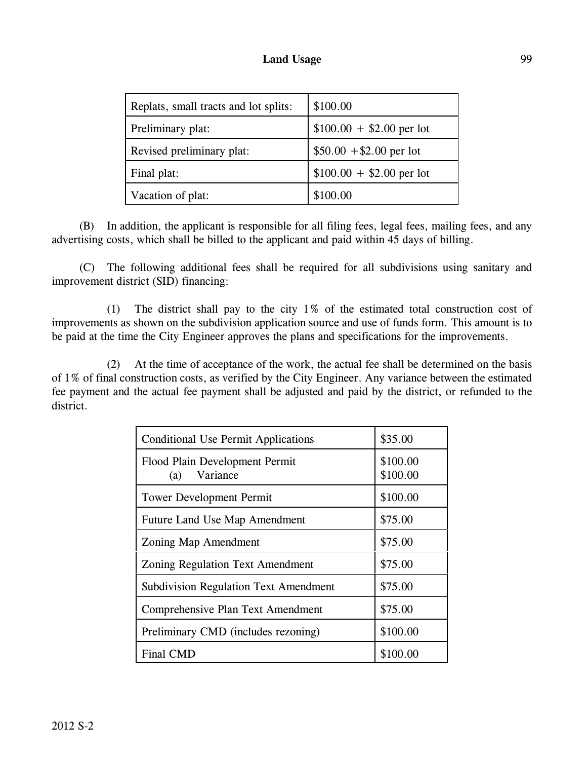| Replats, small tracts and lot splits: | $100.00 |
|---|---|
| Preliminary plat: | $100.00 + $2.00 per lot |
| Revised preliminary plat: | $50.00 +$2.00 per lot |
| Final plat: | $100.00 + $2.00 per lot |
| Vacation of plat: | $100.00 |

(B) In addition, the applicant is responsible for all filing fees, legal fees, mailing fees, and any advertising costs, which shall be billed to the applicant and paid within 45 days of billing.

(C) The following additional fees shall be required for all subdivisions using sanitary and improvement district (SID) financing:

(1) The district shall pay to the city 1% of the estimated total construction cost of improvements as shown on the subdivision application source and use of funds form. This amount is to be paid at the time the City Engineer approves the plans and specifications for the improvements.

(2) At the time of acceptance of the work, the actual fee shall be determined on the basis of 1% of final construction costs, as verified by the City Engineer. Any variance between the estimated fee payment and the actual fee payment shall be adjusted and paid by the district, or refunded to the district.

| Conditional Use Permit Applications | $35.00 |
|---|---|
| Flood Plain Development Permit<br>(a) Variance | $100.00<br>$100.00 |
| Tower Development Permit | $100.00 |
| Future Land Use Map Amendment | $75.00 |
| Zoning Map Amendment | $75.00 |
| Zoning Regulation Text Amendment | $75.00 |
| Subdivision Regulation Text Amendment | $75.00 |
| Comprehensive Plan Text Amendment | $75.00 |
| Preliminary CMD (includes rezoning) | $100.00 |
| Final CMD | $100.00 |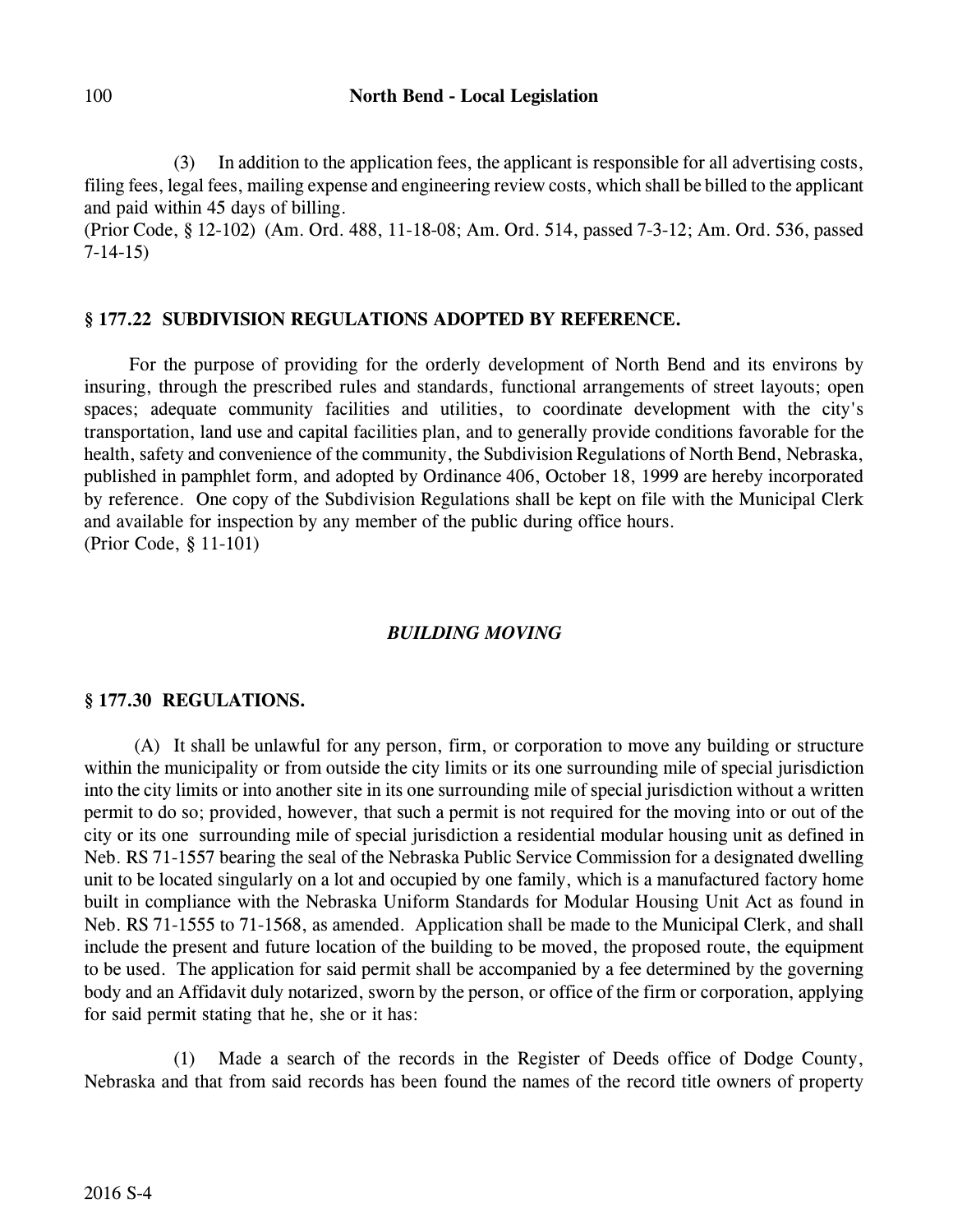(3) In addition to the application fees, the applicant is responsible for all advertising costs, filing fees, legal fees, mailing expense and engineering review costs, which shall be billed to the applicant and paid within 45 days of billing.
(Prior Code, § 12-102) (Am. Ord. 488, 11-18-08; Am. Ord. 514, passed 7-3-12; Am. Ord. 536, passed 7-14-15)

### § 177.22 SUBDIVISION REGULATIONS ADOPTED BY REFERENCE.

For the purpose of providing for the orderly development of North Bend and its environs by insuring, through the prescribed rules and standards, functional arrangements of street layouts; open spaces; adequate community facilities and utilities, to coordinate development with the city's transportation, land use and capital facilities plan, and to generally provide conditions favorable for the health, safety and convenience of the community, the Subdivision Regulations of North Bend, Nebraska, published in pamphlet form, and adopted by Ordinance 406, October 18, 1999 are hereby incorporated by reference. One copy of the Subdivision Regulations shall be kept on file with the Municipal Clerk and available for inspection by any member of the public during office hours.
(Prior Code, § 11-101)

## *BUILDING MOVING*

### § 177.30 REGULATIONS.

(A) It shall be unlawful for any person, firm, or corporation to move any building or structure within the municipality or from outside the city limits or its one surrounding mile of special jurisdiction into the city limits or into another site in its one surrounding mile of special jurisdiction without a written permit to do so; provided, however, that such a permit is not required for the moving into or out of the city or its one surrounding mile of special jurisdiction a residential modular housing unit as defined in Neb. RS 71-1557 bearing the seal of the Nebraska Public Service Commission for a designated dwelling unit to be located singularly on a lot and occupied by one family, which is a manufactured factory home built in compliance with the Nebraska Uniform Standards for Modular Housing Unit Act as found in Neb. RS 71-1555 to 71-1568, as amended. Application shall be made to the Municipal Clerk, and shall include the present and future location of the building to be moved, the proposed route, the equipment to be used. The application for said permit shall be accompanied by a fee determined by the governing body and an Affidavit duly notarized, sworn by the person, or office of the firm or corporation, applying for said permit stating that he, she or it has:

(1) Made a search of the records in the Register of Deeds office of Dodge County, Nebraska and that from said records has been found the names of the record title owners of property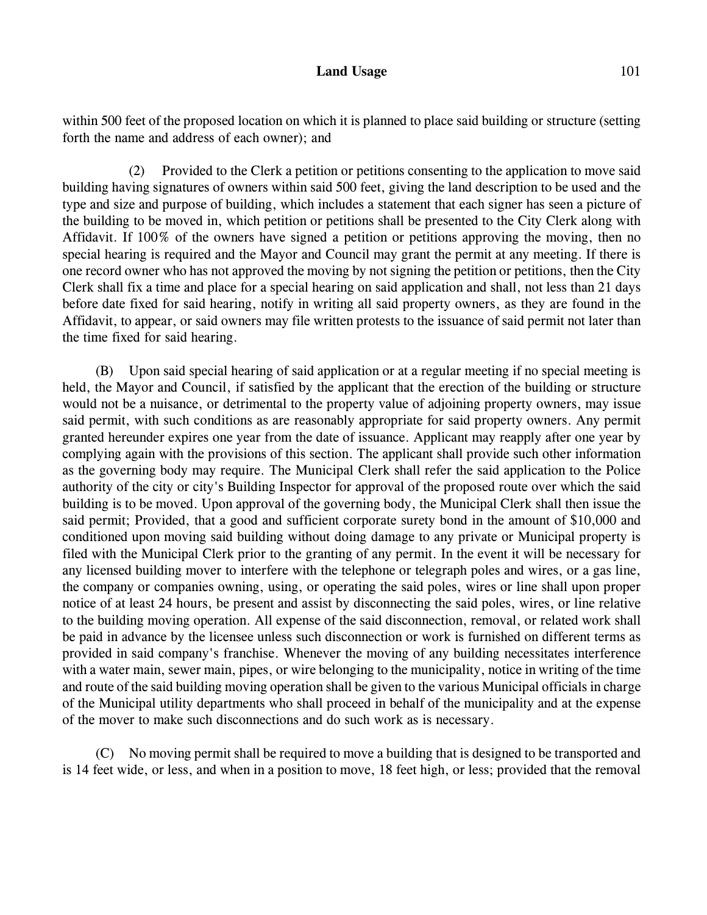within 500 feet of the proposed location on which it is planned to place said building or structure (setting forth the name and address of each owner); and

(2) Provided to the Clerk a petition or petitions consenting to the application to move said building having signatures of owners within said 500 feet, giving the land description to be used and the type and size and purpose of building, which includes a statement that each signer has seen a picture of the building to be moved in, which petition or petitions shall be presented to the City Clerk along with Affidavit. If 100% of the owners have signed a petition or petitions approving the moving, then no special hearing is required and the Mayor and Council may grant the permit at any meeting. If there is one record owner who has not approved the moving by not signing the petition or petitions, then the City Clerk shall fix a time and place for a special hearing on said application and shall, not less than 21 days before date fixed for said hearing, notify in writing all said property owners, as they are found in the Affidavit, to appear, or said owners may file written protests to the issuance of said permit not later than the time fixed for said hearing.

(B) Upon said special hearing of said application or at a regular meeting if no special meeting is held, the Mayor and Council, if satisfied by the applicant that the erection of the building or structure would not be a nuisance, or detrimental to the property value of adjoining property owners, may issue said permit, with such conditions as are reasonably appropriate for said property owners. Any permit granted hereunder expires one year from the date of issuance. Applicant may reapply after one year by complying again with the provisions of this section. The applicant shall provide such other information as the governing body may require. The Municipal Clerk shall refer the said application to the Police authority of the city or city's Building Inspector for approval of the proposed route over which the said building is to be moved. Upon approval of the governing body, the Municipal Clerk shall then issue the said permit; Provided, that a good and sufficient corporate surety bond in the amount of $10,000 and conditioned upon moving said building without doing damage to any private or Municipal property is filed with the Municipal Clerk prior to the granting of any permit. In the event it will be necessary for any licensed building mover to interfere with the telephone or telegraph poles and wires, or a gas line, the company or companies owning, using, or operating the said poles, wires or line shall upon proper notice of at least 24 hours, be present and assist by disconnecting the said poles, wires, or line relative to the building moving operation. All expense of the said disconnection, removal, or related work shall be paid in advance by the licensee unless such disconnection or work is furnished on different terms as provided in said company's franchise. Whenever the moving of any building necessitates interference with a water main, sewer main, pipes, or wire belonging to the municipality, notice in writing of the time and route of the said building moving operation shall be given to the various Municipal officials in charge of the Municipal utility departments who shall proceed in behalf of the municipality and at the expense of the mover to make such disconnections and do such work as is necessary.

(C) No moving permit shall be required to move a building that is designed to be transported and is 14 feet wide, or less, and when in a position to move, 18 feet high, or less; provided that the removal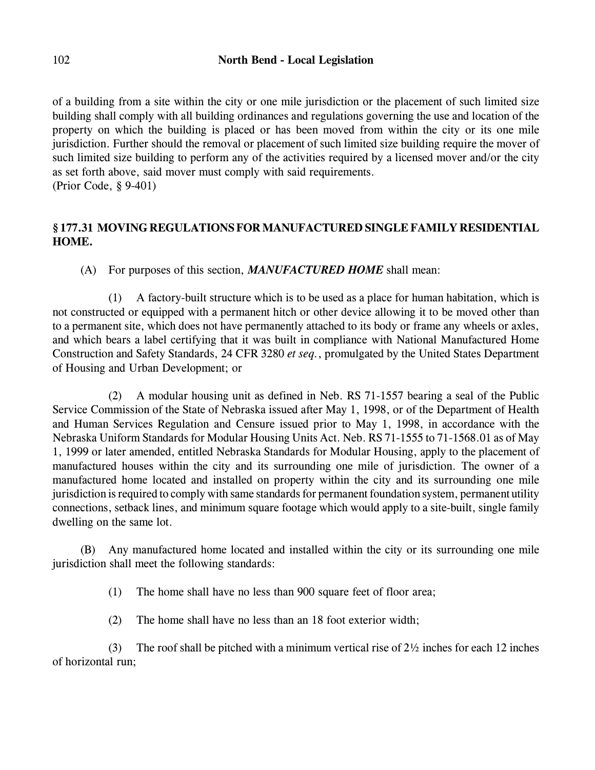of a building from a site within the city or one mile jurisdiction or the placement of such limited size building shall comply with all building ordinances and regulations governing the use and location of the property on which the building is placed or has been moved from within the city or its one mile jurisdiction. Further should the removal or placement of such limited size building require the mover of such limited size building to perform any of the activities required by a licensed mover and/or the city as set forth above, said mover must comply with said requirements.
(Prior Code, § 9-401)

## § 177.31 MOVING REGULATIONS FOR MANUFACTURED SINGLE FAMILY RESIDENTIAL HOME.

(A) For purposes of this section, ***MANUFACTURED HOME*** shall mean:

(1) A factory-built structure which is to be used as a place for human habitation, which is not constructed or equipped with a permanent hitch or other device allowing it to be moved other than to a permanent site, which does not have permanently attached to its body or frame any wheels or axles, and which bears a label certifying that it was built in compliance with National Manufactured Home Construction and Safety Standards, 24 CFR 3280 *et seq.*, promulgated by the United States Department of Housing and Urban Development; or

(2) A modular housing unit as defined in Neb. RS 71-1557 bearing a seal of the Public Service Commission of the State of Nebraska issued after May 1, 1998, or of the Department of Health and Human Services Regulation and Censure issued prior to May 1, 1998, in accordance with the Nebraska Uniform Standards for Modular Housing Units Act. Neb. RS 71-1555 to 71-1568.01 as of May 1, 1999 or later amended, entitled Nebraska Standards for Modular Housing, apply to the placement of manufactured houses within the city and its surrounding one mile of jurisdiction. The owner of a manufactured home located and installed on property within the city and its surrounding one mile jurisdiction is required to comply with same standards for permanent foundation system, permanent utility connections, setback lines, and minimum square footage which would apply to a site-built, single family dwelling on the same lot.

(B) Any manufactured home located and installed within the city or its surrounding one mile jurisdiction shall meet the following standards:

(1) The home shall have no less than 900 square feet of floor area;

(2) The home shall have no less than an 18 foot exterior width;

(3) The roof shall be pitched with a minimum vertical rise of 2½ inches for each 12 inches of horizontal run;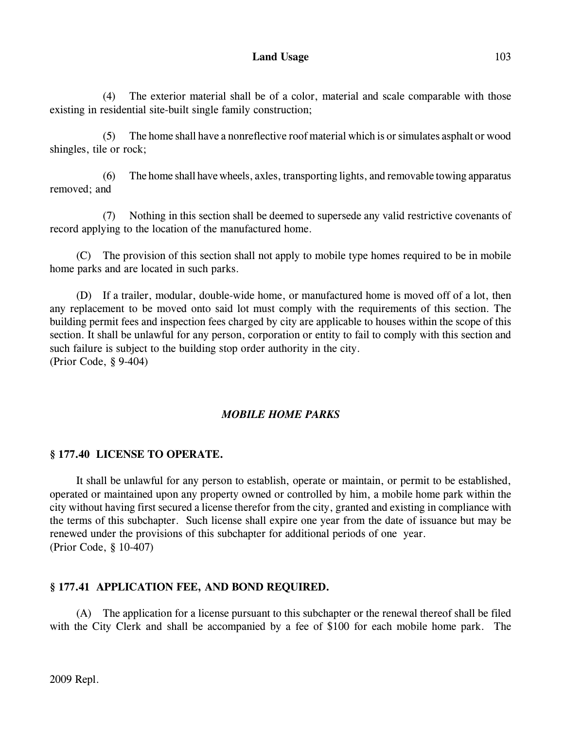(4) The exterior material shall be of a color, material and scale comparable with those existing in residential site-built single family construction;

(5) The home shall have a nonreflective roof material which is or simulates asphalt or wood shingles, tile or rock;

(6) The home shall have wheels, axles, transporting lights, and removable towing apparatus removed; and

(7) Nothing in this section shall be deemed to supersede any valid restrictive covenants of record applying to the location of the manufactured home.

(C) The provision of this section shall not apply to mobile type homes required to be in mobile home parks and are located in such parks.

(D) If a trailer, modular, double-wide home, or manufactured home is moved off of a lot, then any replacement to be moved onto said lot must comply with the requirements of this section. The building permit fees and inspection fees charged by city are applicable to houses within the scope of this section. It shall be unlawful for any person, corporation or entity to fail to comply with this section and such failure is subject to the building stop order authority in the city.
(Prior Code, § 9-404)

## *MOBILE HOME PARKS*

### § 177.40 LICENSE TO OPERATE.

It shall be unlawful for any person to establish, operate or maintain, or permit to be established, operated or maintained upon any property owned or controlled by him, a mobile home park within the city without having first secured a license therefor from the city, granted and existing in compliance with the terms of this subchapter. Such license shall expire one year from the date of issuance but may be renewed under the provisions of this subchapter for additional periods of one year.
(Prior Code, § 10-407)

### § 177.41 APPLICATION FEE, AND BOND REQUIRED.

(A) The application for a license pursuant to this subchapter or the renewal thereof shall be filed with the City Clerk and shall be accompanied by a fee of $100 for each mobile home park. The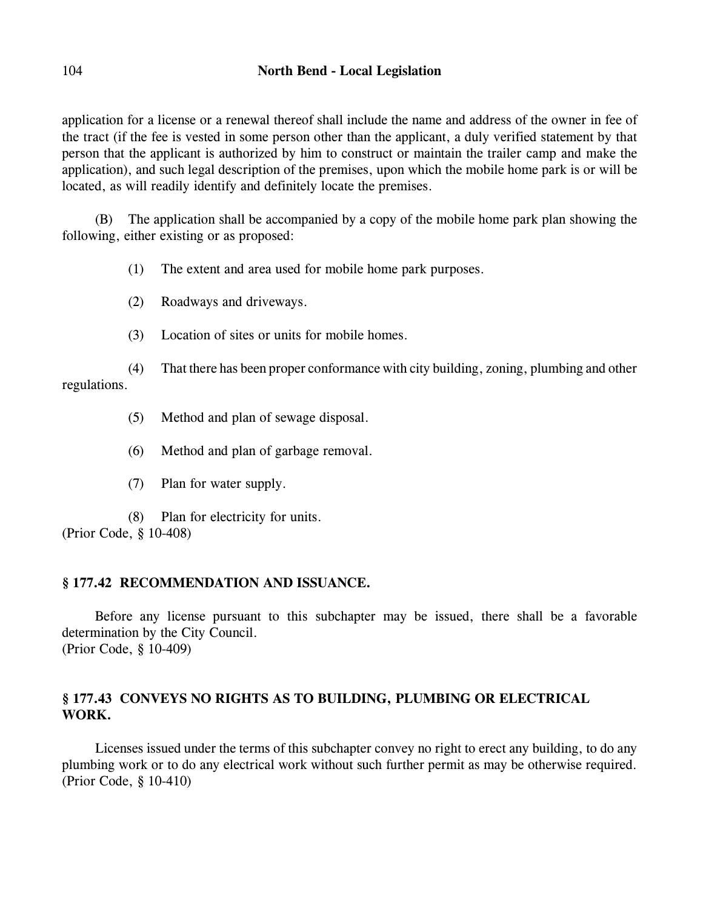application for a license or a renewal thereof shall include the name and address of the owner in fee of the tract (if the fee is vested in some person other than the applicant, a duly verified statement by that person that the applicant is authorized by him to construct or maintain the trailer camp and make the application), and such legal description of the premises, upon which the mobile home park is or will be located, as will readily identify and definitely locate the premises.

(B) The application shall be accompanied by a copy of the mobile home park plan showing the following, either existing or as proposed:

(1) The extent and area used for mobile home park purposes.

(2) Roadways and driveways.

(3) Location of sites or units for mobile homes.

(4) That there has been proper conformance with city building, zoning, plumbing and other regulations.

(5) Method and plan of sewage disposal.

(6) Method and plan of garbage removal.

(7) Plan for water supply.

(8) Plan for electricity for units.

(Prior Code, § 10-408)

### § 177.42 RECOMMENDATION AND ISSUANCE.

Before any license pursuant to this subchapter may be issued, there shall be a favorable determination by the City Council.
(Prior Code, § 10-409)

### § 177.43 CONVEYS NO RIGHTS AS TO BUILDING, PLUMBING OR ELECTRICAL WORK.

Licenses issued under the terms of this subchapter convey no right to erect any building, to do any plumbing work or to do any electrical work without such further permit as may be otherwise required.
(Prior Code, § 10-410)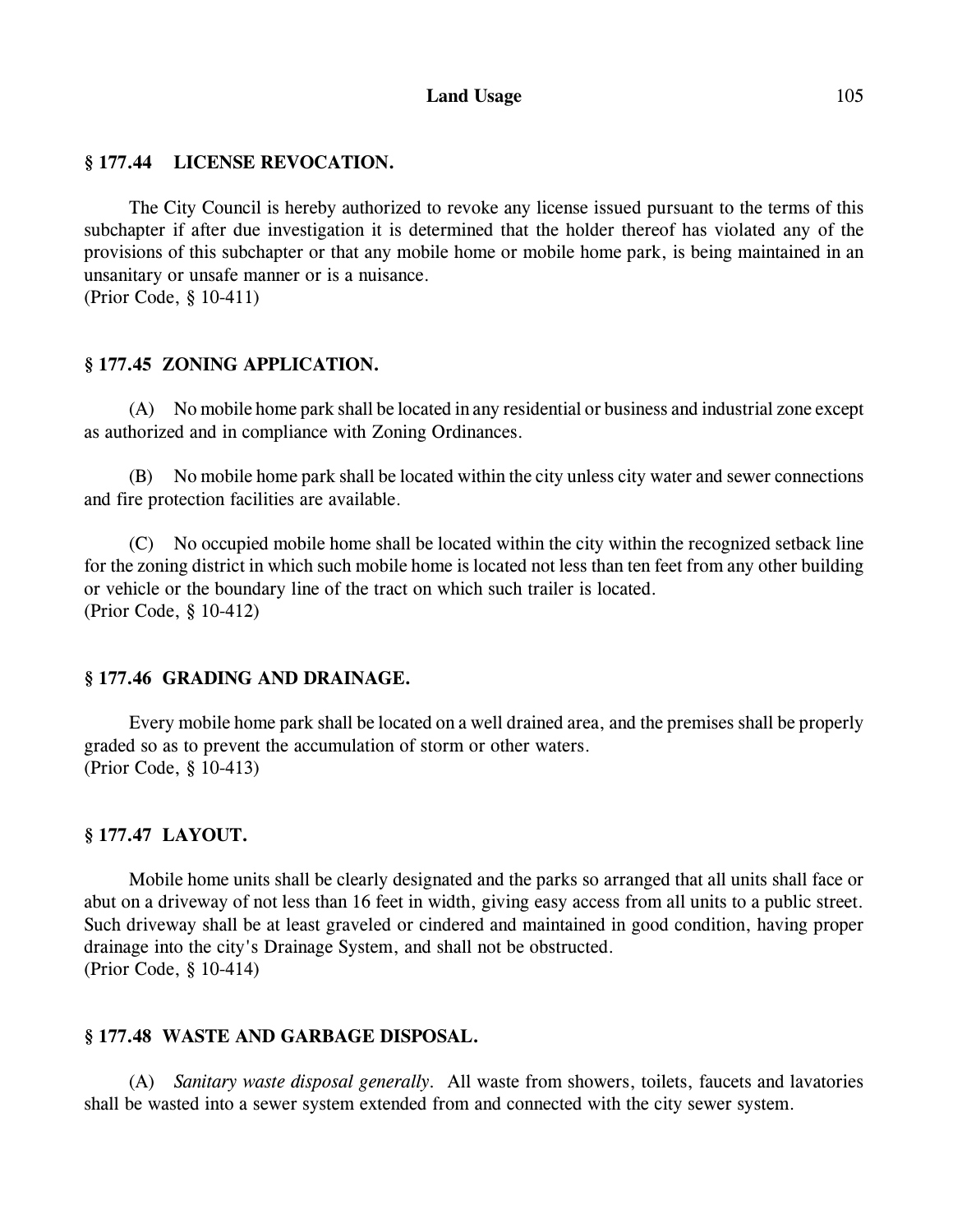### § 177.44 LICENSE REVOCATION.

The City Council is hereby authorized to revoke any license issued pursuant to the terms of this subchapter if after due investigation it is determined that the holder thereof has violated any of the provisions of this subchapter or that any mobile home or mobile home park, is being maintained in an unsanitary or unsafe manner or is a nuisance.
(Prior Code, § 10-411)

### § 177.45 ZONING APPLICATION.

(A) No mobile home park shall be located in any residential or business and industrial zone except as authorized and in compliance with Zoning Ordinances.

(B) No mobile home park shall be located within the city unless city water and sewer connections and fire protection facilities are available.

(C) No occupied mobile home shall be located within the city within the recognized setback line for the zoning district in which such mobile home is located not less than ten feet from any other building or vehicle or the boundary line of the tract on which such trailer is located.
(Prior Code, § 10-412)

### § 177.46 GRADING AND DRAINAGE.

Every mobile home park shall be located on a well drained area, and the premises shall be properly graded so as to prevent the accumulation of storm or other waters.
(Prior Code, § 10-413)

### § 177.47 LAYOUT.

Mobile home units shall be clearly designated and the parks so arranged that all units shall face or abut on a driveway of not less than 16 feet in width, giving easy access from all units to a public street. Such driveway shall be at least graveled or cindered and maintained in good condition, having proper drainage into the city's Drainage System, and shall not be obstructed.
(Prior Code, § 10-414)

### § 177.48 WASTE AND GARBAGE DISPOSAL.

(A) *Sanitary waste disposal generally.* All waste from showers, toilets, faucets and lavatories shall be wasted into a sewer system extended from and connected with the city sewer system.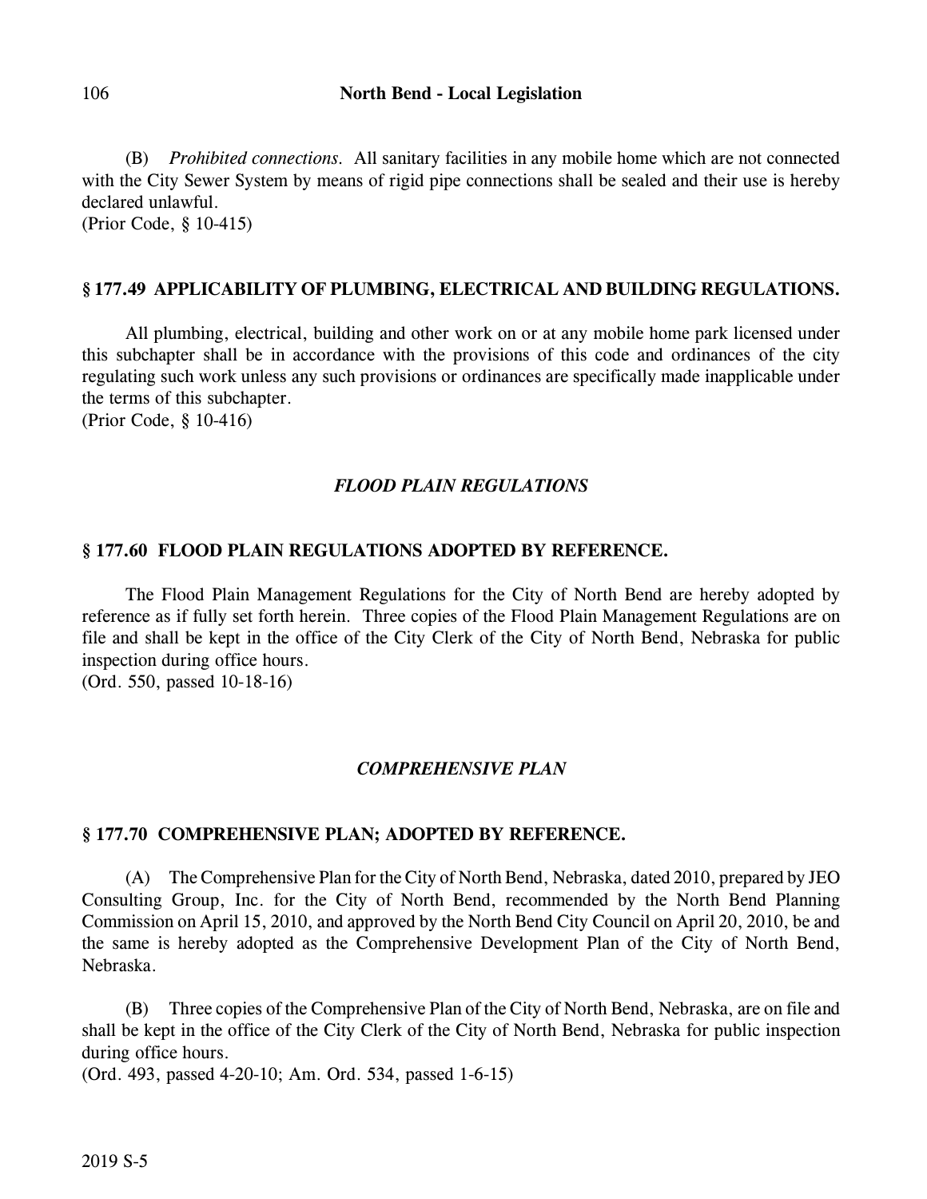(B) *Prohibited connections.* All sanitary facilities in any mobile home which are not connected with the City Sewer System by means of rigid pipe connections shall be sealed and their use is hereby declared unlawful.
(Prior Code, § 10-415)

### § 177.49 APPLICABILITY OF PLUMBING, ELECTRICAL AND BUILDING REGULATIONS.

All plumbing, electrical, building and other work on or at any mobile home park licensed under this subchapter shall be in accordance with the provisions of this code and ordinances of the city regulating such work unless any such provisions or ordinances are specifically made inapplicable under the terms of this subchapter.
(Prior Code, § 10-416)

## *FLOOD PLAIN REGULATIONS*

### § 177.60 FLOOD PLAIN REGULATIONS ADOPTED BY REFERENCE.

The Flood Plain Management Regulations for the City of North Bend are hereby adopted by reference as if fully set forth herein. Three copies of the Flood Plain Management Regulations are on file and shall be kept in the office of the City Clerk of the City of North Bend, Nebraska for public inspection during office hours.
(Ord. 550, passed 10-18-16)

## *COMPREHENSIVE PLAN*

### § 177.70 COMPREHENSIVE PLAN; ADOPTED BY REFERENCE.

(A) The Comprehensive Plan for the City of North Bend, Nebraska, dated 2010, prepared by JEO Consulting Group, Inc. for the City of North Bend, recommended by the North Bend Planning Commission on April 15, 2010, and approved by the North Bend City Council on April 20, 2010, be and the same is hereby adopted as the Comprehensive Development Plan of the City of North Bend, Nebraska.

(B) Three copies of the Comprehensive Plan of the City of North Bend, Nebraska, are on file and shall be kept in the office of the City Clerk of the City of North Bend, Nebraska for public inspection during office hours.
(Ord. 493, passed 4-20-10; Am. Ord. 534, passed 1-6-15)